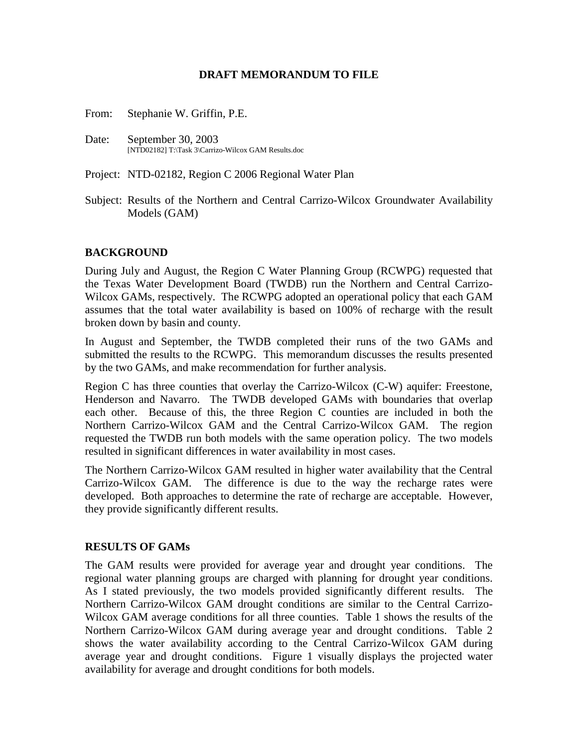**DRAFT MEMORANDUM TO FILE**

From: Stephanie W. Griffin, P.E.

Date: September 30, 2003
[NTD02182] T:\Task 3\Carrizo-Wilcox GAM Results.doc

Project: NTD-02182, Region C 2006 Regional Water Plan

Subject: Results of the Northern and Central Carrizo-Wilcox Groundwater Availability Models (GAM)

## BACKGROUND

During July and August, the Region C Water Planning Group (RCWPG) requested that the Texas Water Development Board (TWDB) run the Northern and Central Carrizo-Wilcox GAMs, respectively. The RCWPG adopted an operational policy that each GAM assumes that the total water availability is based on 100% of recharge with the result broken down by basin and county.

In August and September, the TWDB completed their runs of the two GAMs and submitted the results to the RCWPG. This memorandum discusses the results presented by the two GAMs, and make recommendation for further analysis.

Region C has three counties that overlay the Carrizo-Wilcox (C-W) aquifer: Freestone, Henderson and Navarro. The TWDB developed GAMs with boundaries that overlap each other. Because of this, the three Region C counties are included in both the Northern Carrizo-Wilcox GAM and the Central Carrizo-Wilcox GAM. The region requested the TWDB run both models with the same operation policy. The two models resulted in significant differences in water availability in most cases.

The Northern Carrizo-Wilcox GAM resulted in higher water availability that the Central Carrizo-Wilcox GAM. The difference is due to the way the recharge rates were developed. Both approaches to determine the rate of recharge are acceptable. However, they provide significantly different results.

## RESULTS OF GAMs

The GAM results were provided for average year and drought year conditions. The regional water planning groups are charged with planning for drought year conditions. As I stated previously, the two models provided significantly different results. The Northern Carrizo-Wilcox GAM drought conditions are similar to the Central Carrizo-Wilcox GAM average conditions for all three counties. Table 1 shows the results of the Northern Carrizo-Wilcox GAM during average year and drought conditions. Table 2 shows the water availability according to the Central Carrizo-Wilcox GAM during average year and drought conditions. Figure 1 visually displays the projected water availability for average and drought conditions for both models.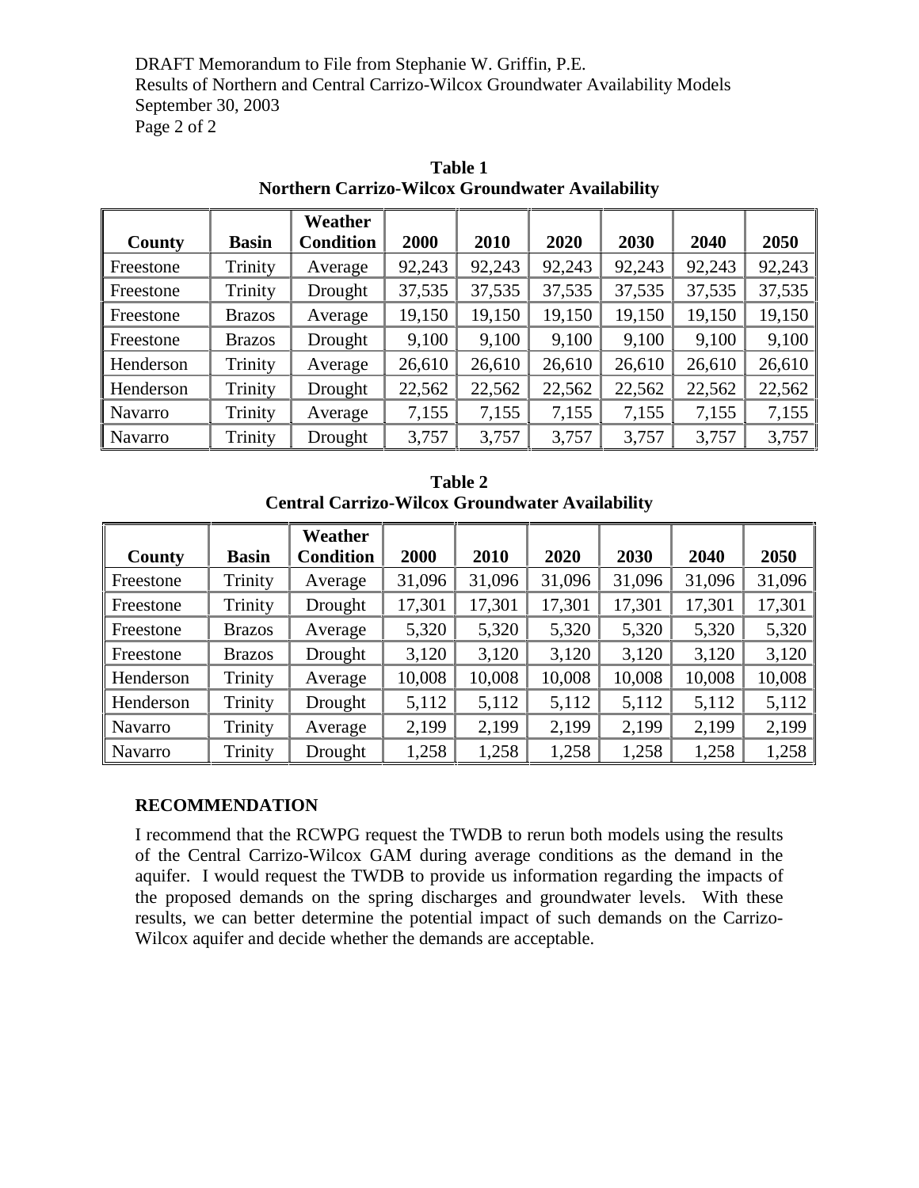**Table 1**
**Northern Carrizo-Wilcox Groundwater Availability**

| County | Basin | Weather Condition | 2000 | 2010 | 2020 | 2030 | 2040 | 2050 |
|---|---|---|---|---|---|---|---|---|
| Freestone | Trinity | Average | 92,243 | 92,243 | 92,243 | 92,243 | 92,243 | 92,243 |
| Freestone | Trinity | Drought | 37,535 | 37,535 | 37,535 | 37,535 | 37,535 | 37,535 |
| Freestone | Brazos | Average | 19,150 | 19,150 | 19,150 | 19,150 | 19,150 | 19,150 |
| Freestone | Brazos | Drought | 9,100 | 9,100 | 9,100 | 9,100 | 9,100 | 9,100 |
| Henderson | Trinity | Average | 26,610 | 26,610 | 26,610 | 26,610 | 26,610 | 26,610 |
| Henderson | Trinity | Drought | 22,562 | 22,562 | 22,562 | 22,562 | 22,562 | 22,562 |
| Navarro | Trinity | Average | 7,155 | 7,155 | 7,155 | 7,155 | 7,155 | 7,155 |
| Navarro | Trinity | Drought | 3,757 | 3,757 | 3,757 | 3,757 | 3,757 | 3,757 |

**Table 2**
**Central Carrizo-Wilcox Groundwater Availability**

| County | Basin | Weather Condition | 2000 | 2010 | 2020 | 2030 | 2040 | 2050 |
|---|---|---|---|---|---|---|---|---|
| Freestone | Trinity | Average | 31,096 | 31,096 | 31,096 | 31,096 | 31,096 | 31,096 |
| Freestone | Trinity | Drought | 17,301 | 17,301 | 17,301 | 17,301 | 17,301 | 17,301 |
| Freestone | Brazos | Average | 5,320 | 5,320 | 5,320 | 5,320 | 5,320 | 5,320 |
| Freestone | Brazos | Drought | 3,120 | 3,120 | 3,120 | 3,120 | 3,120 | 3,120 |
| Henderson | Trinity | Average | 10,008 | 10,008 | 10,008 | 10,008 | 10,008 | 10,008 |
| Henderson | Trinity | Drought | 5,112 | 5,112 | 5,112 | 5,112 | 5,112 | 5,112 |
| Navarro | Trinity | Average | 2,199 | 2,199 | 2,199 | 2,199 | 2,199 | 2,199 |
| Navarro | Trinity | Drought | 1,258 | 1,258 | 1,258 | 1,258 | 1,258 | 1,258 |

**RECOMMENDATION**

I recommend that the RCWPG request the TWDB to rerun both models using the results of the Central Carrizo-Wilcox GAM during average conditions as the demand in the aquifer. I would request the TWDB to provide us information regarding the impacts of the proposed demands on the spring discharges and groundwater levels. With these results, we can better determine the potential impact of such demands on the Carrizo-Wilcox aquifer and decide whether the demands are acceptable.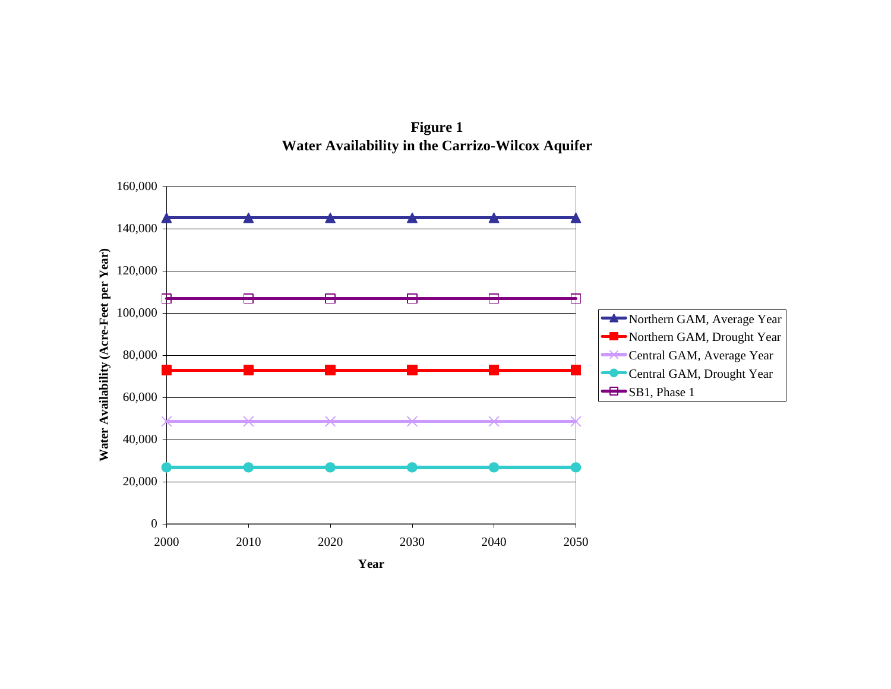**Figure 1**
**Water Availability in the Carrizo-Wilcox Aquifer**

160,000
140,000
120,000
100,000
80,000
60,000
40,000
20,000
0

Water Availability (Acre-Feet per Year)

2000
2010
2020
2030
2040
2050

Year

Northern GAM, Average Year
Northern GAM, Drought Year
Central GAM, Average Year
Central GAM, Drought Year
SB1, Phase 1